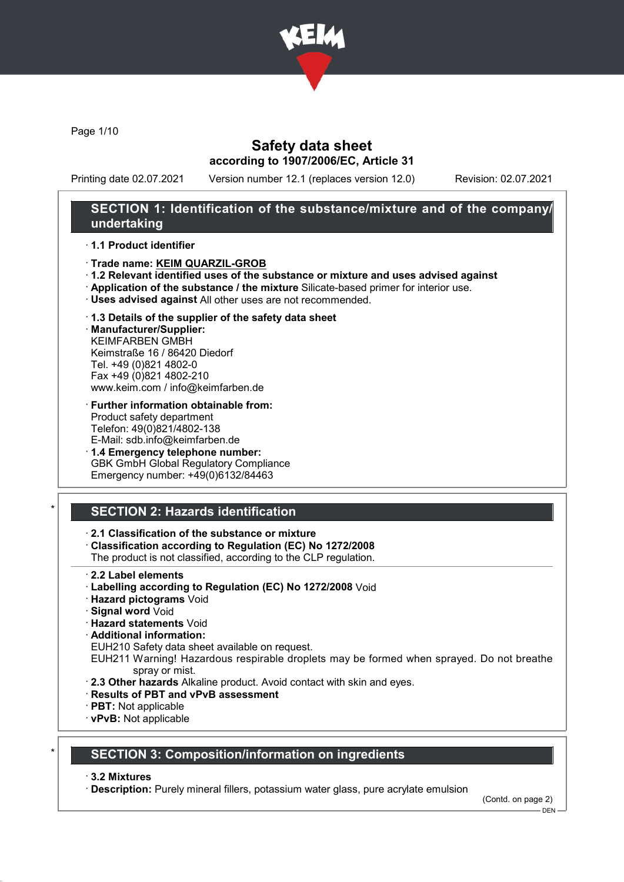# Safety data sheet

**according to 1907/2006/EC, Article 31**

Printing date 02.07.2021 Version number 12.1 (replaces version 12.0) Revision: 02.07.2021

## SECTION 1: Identification of the substance/mixture and of the company/undertaking

· **1.1 Product identifier**

· **Trade name: KEIM QUARZIL-GROB**

· **1.2 Relevant identified uses of the substance or mixture and uses advised against**

· **Application of the substance / the mixture** Silicate-based primer for interior use.

· **Uses advised against** All other uses are not recommended.

· **1.3 Details of the supplier of the safety data sheet**

· **Manufacturer/Supplier:**
KEIMFARBEN GMBH
Keimstraße 16 / 86420 Diedorf
Tel. +49 (0)821 4802-0
Fax +49 (0)821 4802-210
www.keim.com / info@keimfarben.de

· **Further information obtainable from:**
Product safety department
Telefon: 49(0)821/4802-138
E-Mail: sdb.info@keimfarben.de

· **1.4 Emergency telephone number:**
GBK GmbH Global Regulatory Compliance
Emergency number: +49(0)6132/84463

## * SECTION 2: Hazards identification

· **2.1 Classification of the substance or mixture**

· **Classification according to Regulation (EC) No 1272/2008**
The product is not classified, according to the CLP regulation.

· **2.2 Label elements**

· **Labelling according to Regulation (EC) No 1272/2008** Void

· **Hazard pictograms** Void

· **Signal word** Void

· **Hazard statements** Void

· **Additional information:**
EUH210 Safety data sheet available on request.
EUH211 Warning! Hazardous respirable droplets may be formed when sprayed. Do not breathe spray or mist.

· **2.3 Other hazards** Alkaline product. Avoid contact with skin and eyes.

· **Results of PBT and vPvB assessment**

· **PBT:** Not applicable

· **vPvB:** Not applicable

## * SECTION 3: Composition/information on ingredients

· **3.2 Mixtures**

· **Description:** Purely mineral fillers, potassium water glass, pure acrylate emulsion

(Contd. on page 2)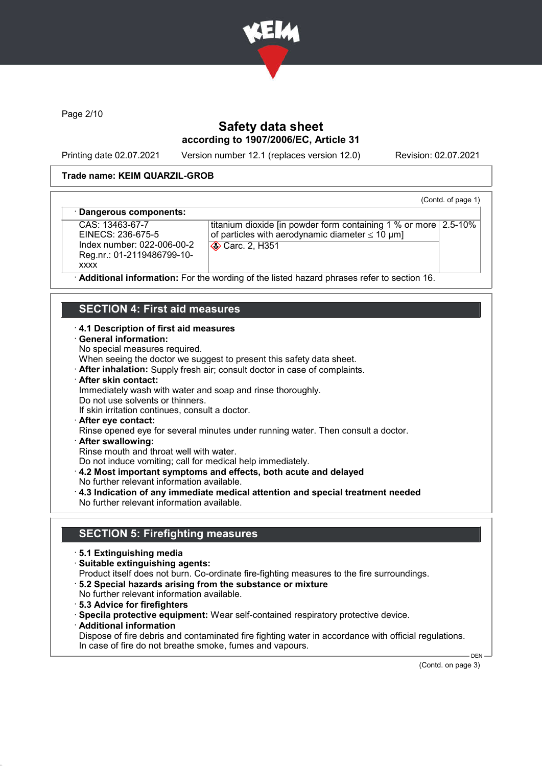**Trade name: KEIM QUARZIL-GROB**

(Contd. of page 1)

· **Dangerous components:**

| | | |
|---|---|---|
| CAS: 13463-67-7<br>EINECS: 236-675-5<br>Index number: 022-006-00-2<br>Reg.nr.: 01-2119486799-10-xxxx | titanium dioxide [in powder form containing 1 % or more of particles with aerodynamic diameter ≤ 10 μm]<br>Carc. 2, H351 | 2.5-10% |

· **Additional information:** For the wording of the listed hazard phrases refer to section 16.

## SECTION 4: First aid measures

· **4.1 Description of first aid measures**
· **General information:**
No special measures required.
When seeing the doctor we suggest to present this safety data sheet.
· **After inhalation:** Supply fresh air; consult doctor in case of complaints.
· **After skin contact:**
Immediately wash with water and soap and rinse thoroughly.
Do not use solvents or thinners.
If skin irritation continues, consult a doctor.
· **After eye contact:**
Rinse opened eye for several minutes under running water. Then consult a doctor.
· **After swallowing:**
Rinse mouth and throat well with water.
Do not induce vomiting; call for medical help immediately.
· **4.2 Most important symptoms and effects, both acute and delayed**
No further relevant information available.
· **4.3 Indication of any immediate medical attention and special treatment needed**
No further relevant information available.

## SECTION 5: Firefighting measures

· **5.1 Extinguishing media**
· **Suitable extinguishing agents:**
Product itself does not burn. Co-ordinate fire-fighting measures to the fire surroundings.
· **5.2 Special hazards arising from the substance or mixture**
No further relevant information available.
· **5.3 Advice for firefighters**
· **Specila protective equipment:** Wear self-contained respiratory protective device.
· **Additional information**
Dispose of fire debris and contaminated fire fighting water in accordance with official regulations.
In case of fire do not breathe smoke, fumes and vapours.

(Contd. on page 3)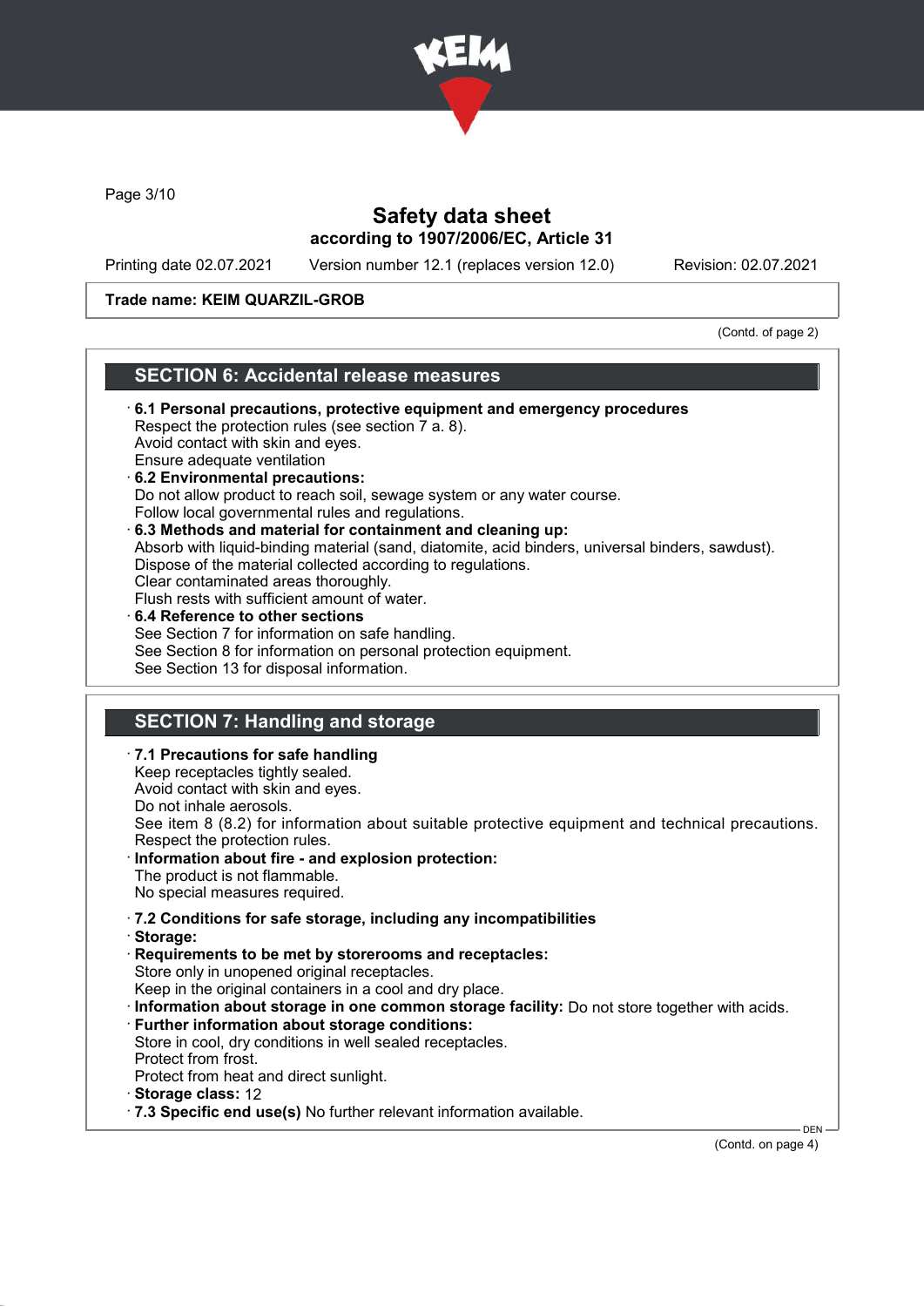Trade name: KEIM QUARZIL-GROB

(Contd. of page 2)

## SECTION 6: Accidental release measures

· **6.1 Personal precautions, protective equipment and emergency procedures**
Respect the protection rules (see section 7 a. 8).
Avoid contact with skin and eyes.
Ensure adequate ventilation

· **6.2 Environmental precautions:**
Do not allow product to reach soil, sewage system or any water course.
Follow local governmental rules and regulations.

· **6.3 Methods and material for containment and cleaning up:**
Absorb with liquid-binding material (sand, diatomite, acid binders, universal binders, sawdust).
Dispose of the material collected according to regulations.
Clear contaminated areas thoroughly.
Flush rests with sufficient amount of water.

· **6.4 Reference to other sections**
See Section 7 for information on safe handling.
See Section 8 for information on personal protection equipment.
See Section 13 for disposal information.

## SECTION 7: Handling and storage

· **7.1 Precautions for safe handling**
Keep receptacles tightly sealed.
Avoid contact with skin and eyes.
Do not inhale aerosols.
See item 8 (8.2) for information about suitable protective equipment and technical precautions.
Respect the protection rules.

· **Information about fire - and explosion protection:**
The product is not flammable.
No special measures required.

· **7.2 Conditions for safe storage, including any incompatibilities**

· **Storage:**

· **Requirements to be met by storerooms and receptacles:**
Store only in unopened original receptacles.
Keep in the original containers in a cool and dry place.

· **Information about storage in one common storage facility:** Do not store together with acids.

· **Further information about storage conditions:**
Store in cool, dry conditions in well sealed receptacles.
Protect from frost.
Protect from heat and direct sunlight.

· **Storage class:** 12

· **7.3 Specific end use(s)** No further relevant information available.

(Contd. on page 4)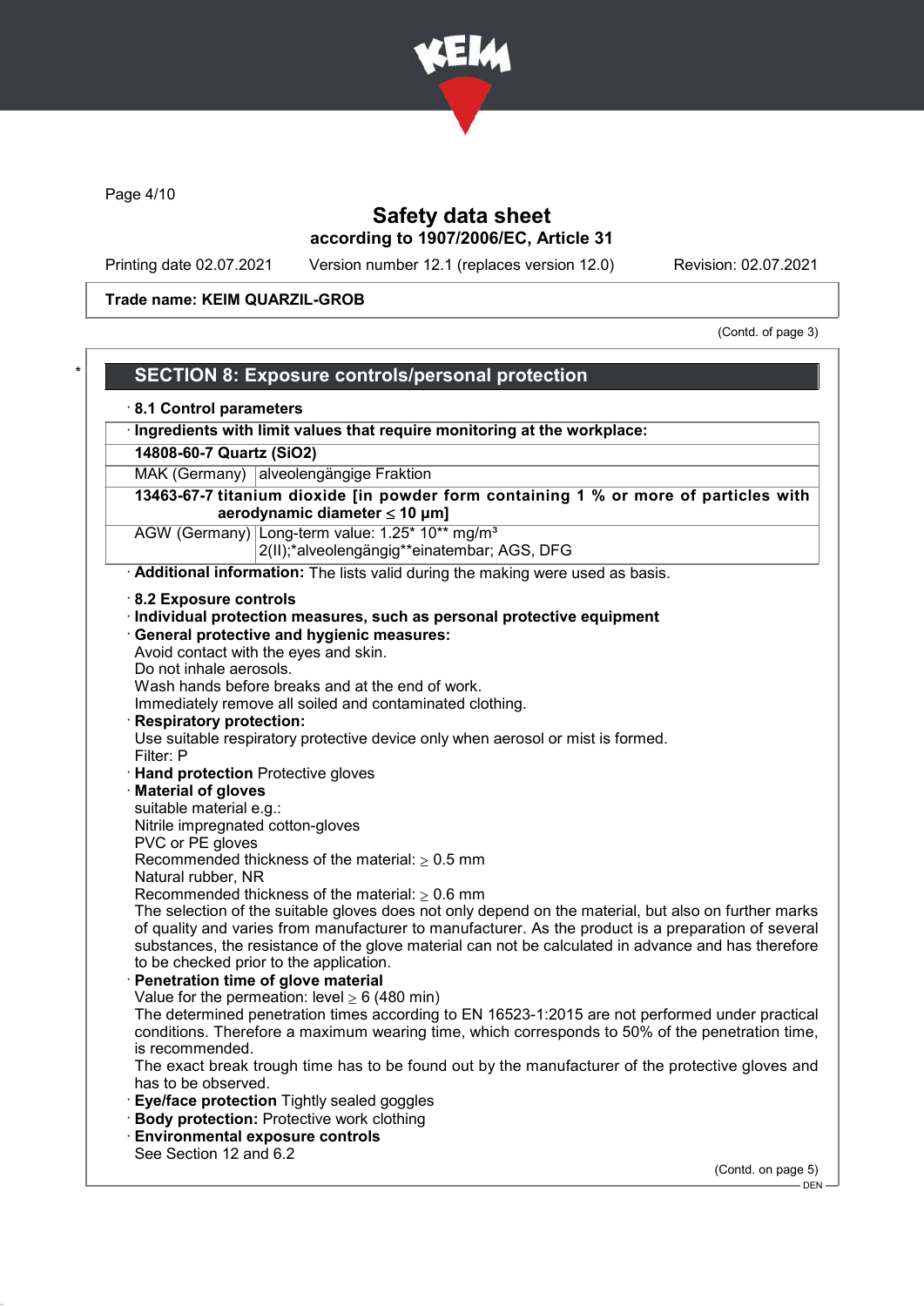Safety data sheet
according to 1907/2006/EC, Article 31

Printing date 02.07.2021 Version number 12.1 (replaces version 12.0) Revision: 02.07.2021

**Trade name: KEIM QUARZIL-GROB**

(Contd. of page 3)

## SECTION 8: Exposure controls/personal protection

· **8.1 Control parameters**

| · Ingredients with limit values that require monitoring at the workplace: | |
|---|---|
| **14808-60-7 Quartz (SiO2)** | |
| MAK (Germany) | alveolengängige Fraktion |
| **13463-67-7 titanium dioxide [in powder form containing 1 % or more of particles with aerodynamic diameter ≤ 10 μm]** | |
| AGW (Germany) | Long-term value: 1.25* 10** mg/m³<br>2(II);*alveolengängig**einatembar; AGS, DFG |

· **Additional information:** The lists valid during the making were used as basis.

· **8.2 Exposure controls**
· **Individual protection measures, such as personal protective equipment**
· **General protective and hygienic measures:**
Avoid contact with the eyes and skin.
Do not inhale aerosols.
Wash hands before breaks and at the end of work.
Immediately remove all soiled and contaminated clothing.
· **Respiratory protection:**
Use suitable respiratory protective device only when aerosol or mist is formed.
Filter: P
· **Hand protection** Protective gloves
· **Material of gloves**
suitable material e.g.:
Nitrile impregnated cotton-gloves
PVC or PE gloves
Recommended thickness of the material: ≥ 0.5 mm
Natural rubber, NR
Recommended thickness of the material: ≥ 0.6 mm
The selection of the suitable gloves does not only depend on the material, but also on further marks of quality and varies from manufacturer to manufacturer. As the product is a preparation of several substances, the resistance of the glove material can not be calculated in advance and has therefore to be checked prior to the application.
· **Penetration time of glove material**
Value for the permeation: level ≥ 6 (480 min)
The determined penetration times according to EN 16523-1:2015 are not performed under practical conditions. Therefore a maximum wearing time, which corresponds to 50% of the penetration time, is recommended.
The exact break trough time has to be found out by the manufacturer of the protective gloves and has to be observed.
· **Eye/face protection** Tightly sealed goggles
· **Body protection:** Protective work clothing
· **Environmental exposure controls**
See Section 12 and 6.2

(Contd. on page 5)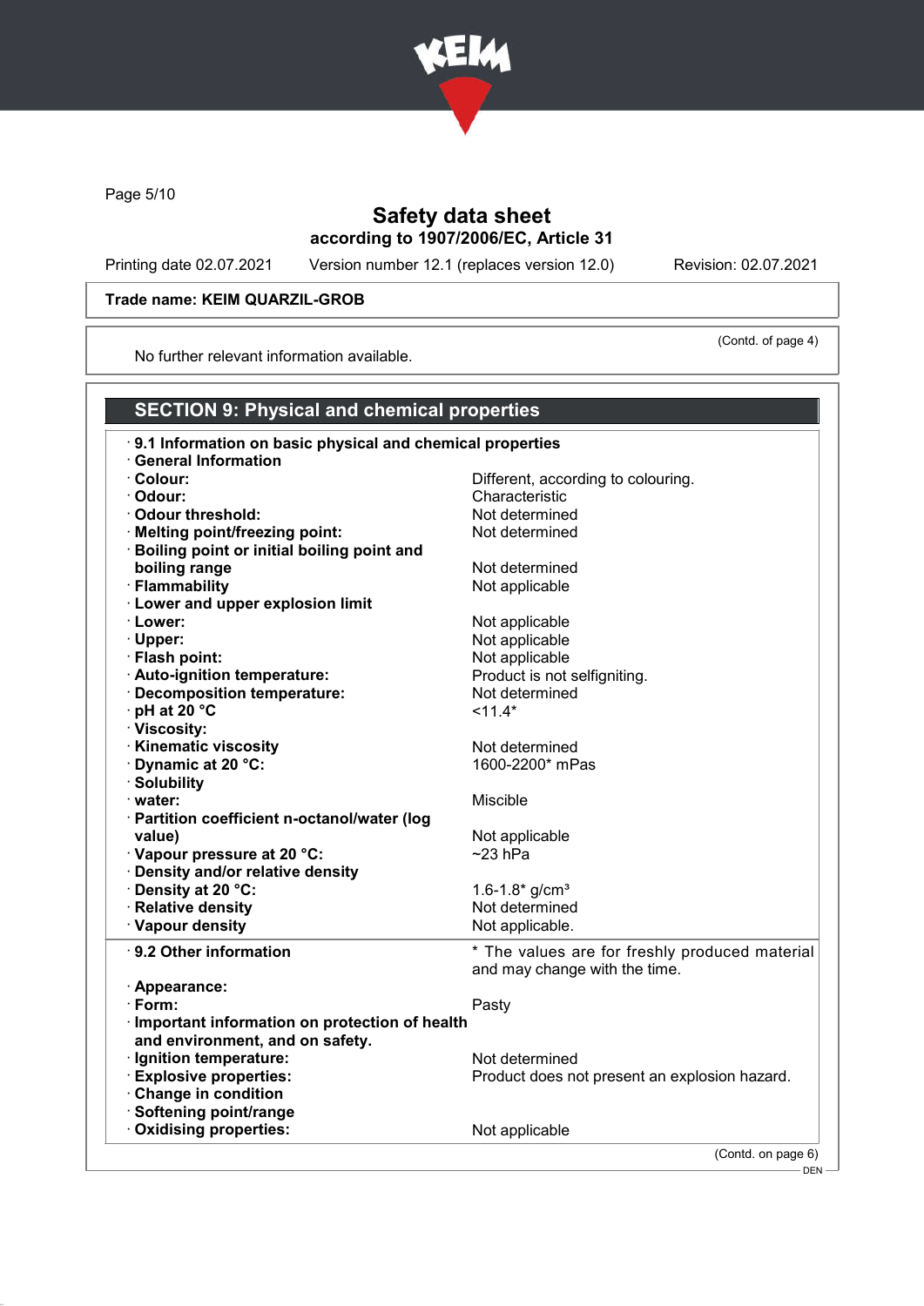# Safety data sheet

## according to 1907/2006/EC, Article 31

Printing date 02.07.2021 | Version number 12.1 (replaces version 12.0) | Revision: 02.07.2021

**Trade name: KEIM QUARZIL-GROB**

(Contd. of page 4)

No further relevant information available.

## SECTION 9: Physical and chemical properties

· **9.1 Information on basic physical and chemical properties**

· **General Information**

| | |
|---|---|
| · **Colour:** | Different, according to colouring. |
| · **Odour:** | Characteristic |
| · **Odour threshold:** | Not determined |
| · **Melting point/freezing point:** | Not determined |
| · **Boiling point or initial boiling point and boiling range** | Not determined |
| · **Flammability** | Not applicable |
| · **Lower and upper explosion limit** | |
| · **Lower:** | Not applicable |
| · **Upper:** | Not applicable |
| · **Flash point:** | Not applicable |
| · **Auto-ignition temperature:** | Product is not selfigniting. |
| · **Decomposition temperature:** | Not determined |
| · **pH at 20 °C** | <11.4* |
| · **Viscosity:** | |
| · **Kinematic viscosity** | Not determined |
| · **Dynamic at 20 °C:** | 1600-2200* mPas |
| · **Solubility** | |
| · **water:** | Miscible |
| · **Partition coefficient n-octanol/water (log value)** | Not applicable |
| · **Vapour pressure at 20 °C:** | ~23 hPa |
| · **Density and/or relative density** | |
| · **Density at 20 °C:** | 1.6-1.8* g/cm³ |
| · **Relative density** | Not determined |
| · **Vapour density** | Not applicable. |

| | |
|---|---|
| · **9.2 Other information** | * The values are for freshly produced material and may change with the time. |
| · **Appearance:** | |
| · **Form:** | Pasty |
| · **Important information on protection of health and environment, and on safety.** | |
| · **Ignition temperature:** | Not determined |
| · **Explosive properties:** | Product does not present an explosion hazard. |
| · **Change in condition** | |
| · **Softening point/range** | |
| · **Oxidising properties:** | Not applicable |

(Contd. on page 6)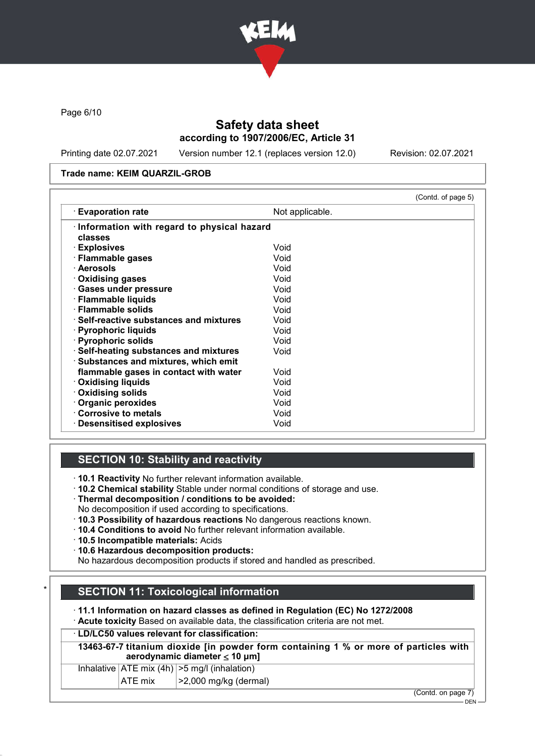# Safety data sheet

according to 1907/2006/EC, Article 31

Printing date 02.07.2021 Version number 12.1 (replaces version 12.0) Revision: 02.07.2021

**Trade name: KEIM QUARZIL-GROB**

(Contd. of page 5)

| · **Evaporation rate** | Not applicable. |
|---|---|
| · **Information with regard to physical hazard classes** | |
| · **Explosives** | Void |
| · **Flammable gases** | Void |
| · **Aerosols** | Void |
| · **Oxidising gases** | Void |
| · **Gases under pressure** | Void |
| · **Flammable liquids** | Void |
| · **Flammable solids** | Void |
| · **Self-reactive substances and mixtures** | Void |
| · **Pyrophoric liquids** | Void |
| · **Pyrophoric solids** | Void |
| · **Self-heating substances and mixtures** | Void |
| · **Substances and mixtures, which emit flammable gases in contact with water** | Void |
| · **Oxidising liquids** | Void |
| · **Oxidising solids** | Void |
| · **Organic peroxides** | Void |
| · **Corrosive to metals** | Void |
| · **Desensitised explosives** | Void |

## SECTION 10: Stability and reactivity

- **10.1 Reactivity** No further relevant information available.
- **10.2 Chemical stability** Stable under normal conditions of storage and use.
- **Thermal decomposition / conditions to be avoided:**
  No decomposition if used according to specifications.
- **10.3 Possibility of hazardous reactions** No dangerous reactions known.
- **10.4 Conditions to avoid** No further relevant information available.
- **10.5 Incompatible materials:** Acids
- **10.6 Hazardous decomposition products:**
  No hazardous decomposition products if stored and handled as prescribed.

## SECTION 11: Toxicological information

- **11.1 Information on hazard classes as defined in Regulation (EC) No 1272/2008**
- **Acute toxicity** Based on available data, the classification criteria are not met.

| · **LD/LC50 values relevant for classification:** | | |
|---|---|---|
| **13463-67-7 titanium dioxide [in powder form containing 1 % or more of particles with aerodynamic diameter ≤ 10 μm]** | | |
| Inhalative | ATE mix (4h) | >5 mg/l (inhalation) |
| | ATE mix | >2,000 mg/kg (dermal) |

(Contd. on page 7)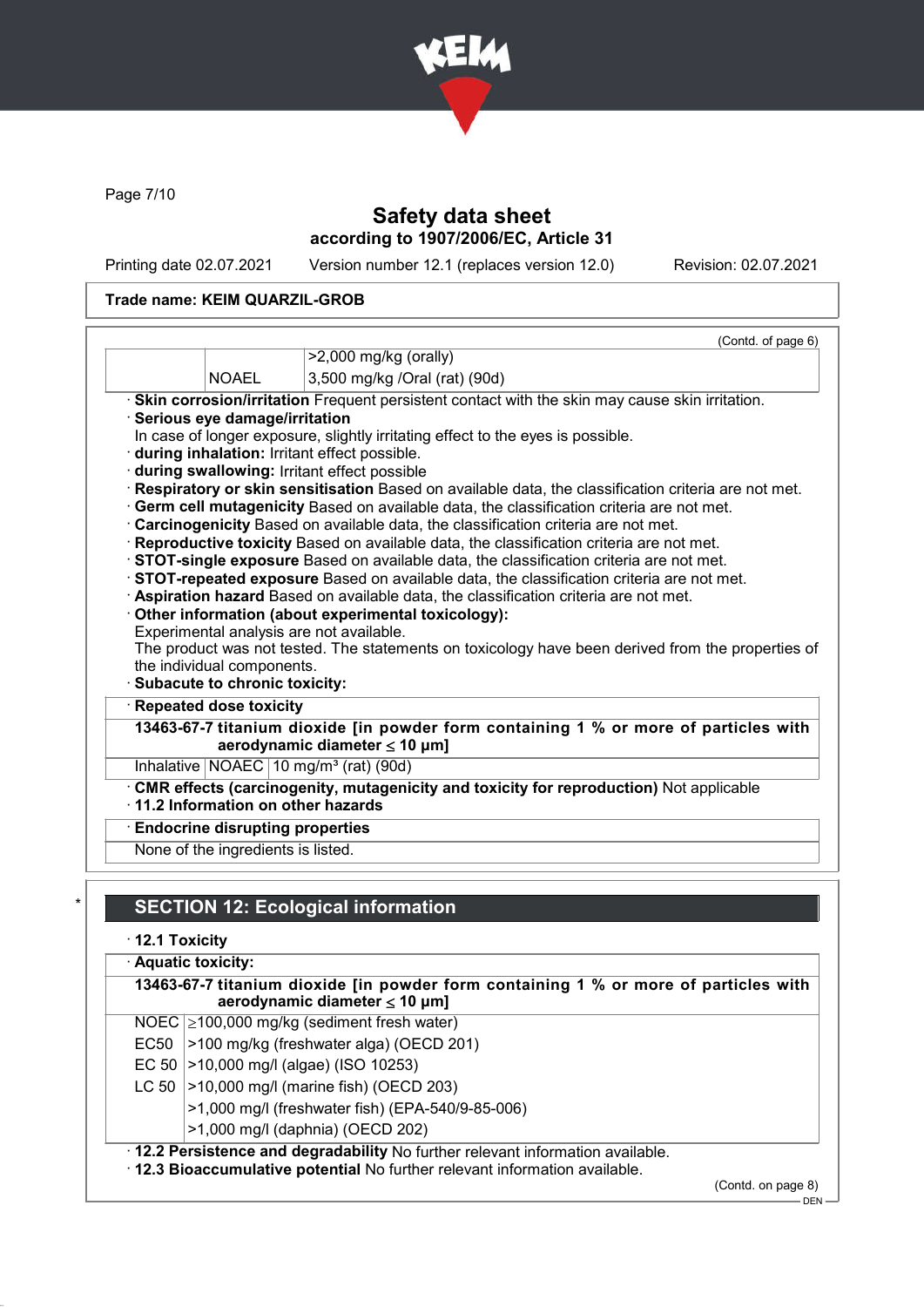# Safety data sheet
## according to 1907/2006/EC, Article 31

Printing date 02.07.2021 Version number 12.1 (replaces version 12.0) Revision: 02.07.2021

**Trade name: KEIM QUARZIL-GROB**

(Contd. of page 6)

| | | |
|---|---|---|
| | | >2,000 mg/kg (orally) |
| | NOAEL | 3,500 mg/kg /Oral (rat) (90d) |

· **Skin corrosion/irritation** Frequent persistent contact with the skin may cause skin irritation.
· **Serious eye damage/irritation**
In case of longer exposure, slightly irritating effect to the eyes is possible.
· **during inhalation:** Irritant effect possible.
· **during swallowing:** Irritant effect possible
· **Respiratory or skin sensitisation** Based on available data, the classification criteria are not met.
· **Germ cell mutagenicity** Based on available data, the classification criteria are not met.
· **Carcinogenicity** Based on available data, the classification criteria are not met.
· **Reproductive toxicity** Based on available data, the classification criteria are not met.
· **STOT-single exposure** Based on available data, the classification criteria are not met.
· **STOT-repeated exposure** Based on available data, the classification criteria are not met.
· **Aspiration hazard** Based on available data, the classification criteria are not met.
· **Other information (about experimental toxicology):**
Experimental analysis are not available.
The product was not tested. The statements on toxicology have been derived from the properties of the individual components.
· **Subacute to chronic toxicity:**

· **Repeated dose toxicity**

**13463-67-7 titanium dioxide [in powder form containing 1 % or more of particles with aerodynamic diameter ≤ 10 μm]**

| | | |
|---|---|---|
| Inhalative | NOAEC | 10 mg/m³ (rat) (90d) |

· **CMR effects (carcinogenity, mutagenicity and toxicity for reproduction)** Not applicable
· **11.2 Information on other hazards**

· **Endocrine disrupting properties**

None of the ingredients is listed.

## SECTION 12: Ecological information

· **12.1 Toxicity**

· **Aquatic toxicity:**

**13463-67-7 titanium dioxide [in powder form containing 1 % or more of particles with aerodynamic diameter ≤ 10 μm]**

| | |
|---|---|
| NOEC | ≥100,000 mg/kg (sediment fresh water) |
| EC50 | >100 mg/kg (freshwater alga) (OECD 201) |
| EC 50 | >10,000 mg/l (algae) (ISO 10253) |
| LC 50 | >10,000 mg/l (marine fish) (OECD 203) |
| | >1,000 mg/l (freshwater fish) (EPA-540/9-85-006) |
| | >1,000 mg/l (daphnia) (OECD 202) |

· **12.2 Persistence and degradability** No further relevant information available.
· **12.3 Bioaccumulative potential** No further relevant information available.

(Contd. on page 8)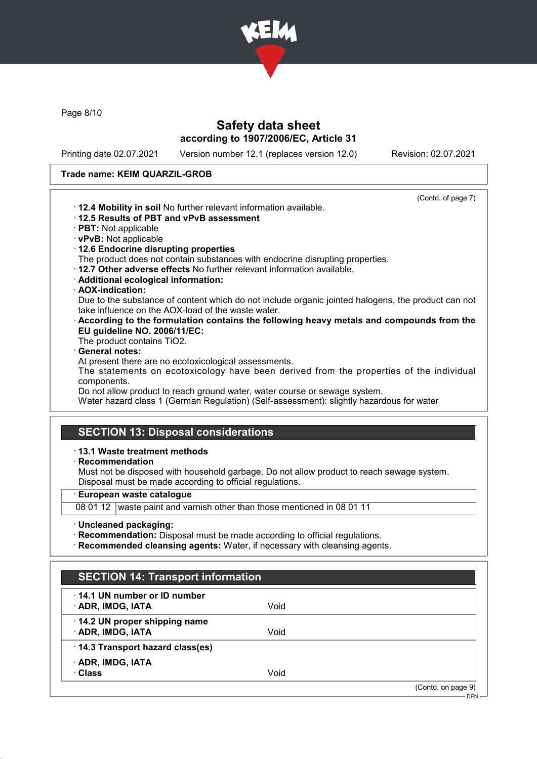# Safety data sheet

**according to 1907/2006/EC, Article 31**

Printing date 02.07.2021 Version number 12.1 (replaces version 12.0) Revision: 02.07.2021

**Trade name: KEIM QUARZIL-GROB**

(Contd. of page 7)

- **12.4 Mobility in soil** No further relevant information available.
- **12.5 Results of PBT and vPvB assessment**
- **PBT:** Not applicable
- **vPvB:** Not applicable
- **12.6 Endocrine disrupting properties**
  The product does not contain substances with endocrine disrupting properties.
- **12.7 Other adverse effects** No further relevant information available.
- **Additional ecological information:**
- **AOX-indication:**
  Due to the substance of content which do not include organic jointed halogens, the product can not take influence on the AOX-load of the waste water.
- **According to the formulation contains the following heavy metals and compounds from the EU guideline NO. 2006/11/EC:**
  The product contains $TiO_2$.
- **General notes:**
  At present there are no ecotoxicological assessments.
  The statements on ecotoxicology have been derived from the properties of the individual components.
  Do not allow product to reach ground water, water course or sewage system.
  Water hazard class 1 (German Regulation) (Self-assessment): slightly hazardous for water

## SECTION 13: Disposal considerations

- **13.1 Waste treatment methods**
- **Recommendation**
  Must not be disposed with household garbage. Do not allow product to reach sewage system.
  Disposal must be made according to official regulations.

| European waste catalogue | |
|---|---|
| 08 01 12 | waste paint and varnish other than those mentioned in 08 01 11 |

- **Uncleaned packaging:**
- **Recommendation:** Disposal must be made according to official regulations.
- **Recommended cleansing agents:** Water, if necessary with cleansing agents.

## SECTION 14: Transport information

| | |
|---|---|
| **14.1 UN number or ID number** | |
| **ADR, IMDG, IATA** | Void |
| **14.2 UN proper shipping name** | |
| **ADR, IMDG, IATA** | Void |
| **14.3 Transport hazard class(es)** | |
| **ADR, IMDG, IATA** | |
| **Class** | Void |

(Contd. on page 9)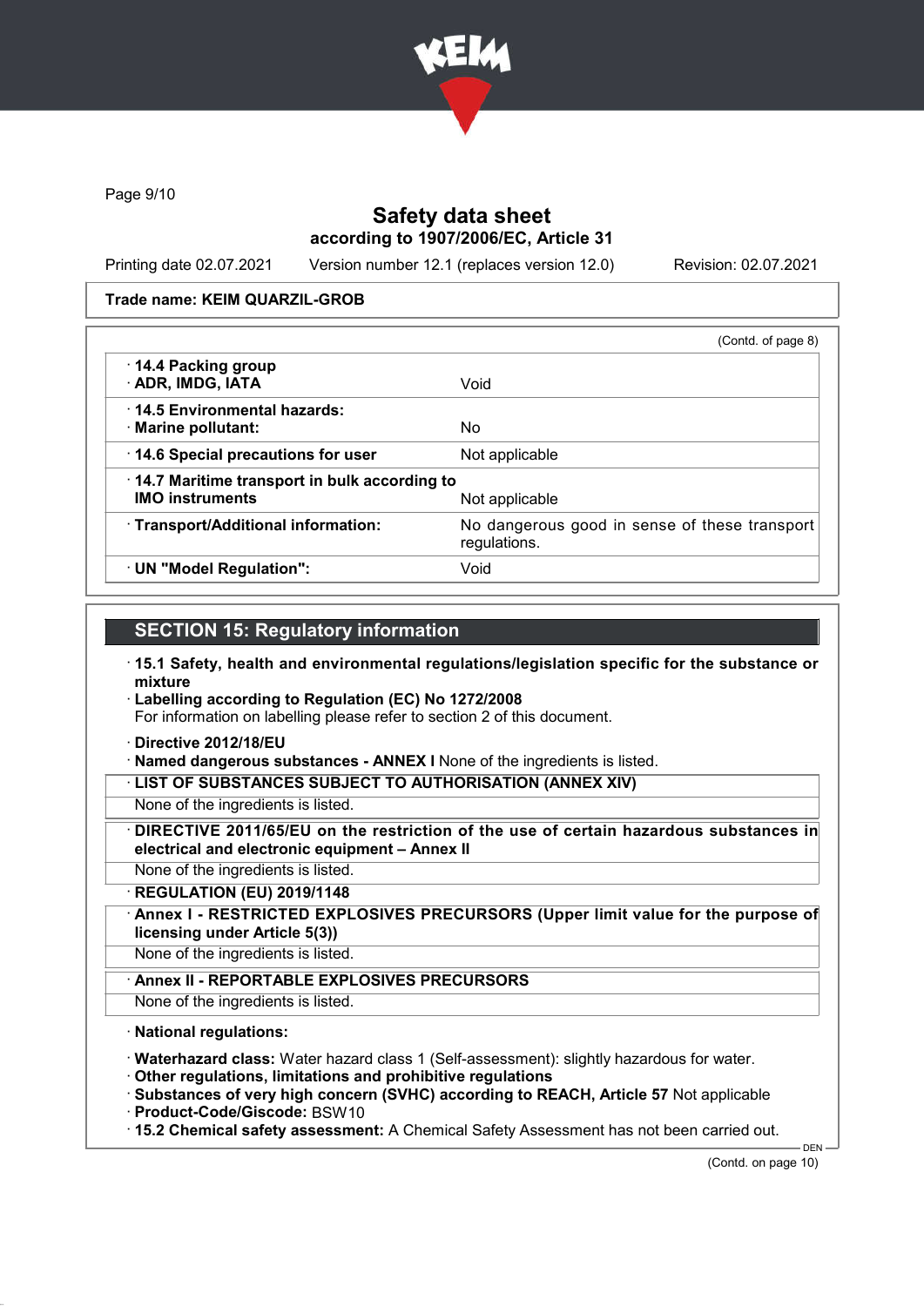Trade name: KEIM QUARZIL-GROB

(Contd. of page 8)

| | |
|---|---|
| · **14.4 Packing group** · **ADR, IMDG, IATA** | Void |
| · **14.5 Environmental hazards:** · **Marine pollutant:** | No |
| · **14.6 Special precautions for user** | Not applicable |
| · **14.7 Maritime transport in bulk according to IMO instruments** | Not applicable |
| · **Transport/Additional information:** | No dangerous good in sense of these transport regulations. |
| · **UN "Model Regulation":** | Void |

## SECTION 15: Regulatory information

· **15.1 Safety, health and environmental regulations/legislation specific for the substance or mixture**

· **Labelling according to Regulation (EC) No 1272/2008**
For information on labelling please refer to section 2 of this document.

· **Directive 2012/18/EU**

· **Named dangerous substances - ANNEX I** None of the ingredients is listed.

· **LIST OF SUBSTANCES SUBJECT TO AUTHORISATION (ANNEX XIV)**
None of the ingredients is listed.

· **DIRECTIVE 2011/65/EU on the restriction of the use of certain hazardous substances in electrical and electronic equipment – Annex II**
None of the ingredients is listed.

· **REGULATION (EU) 2019/1148**

· **Annex I - RESTRICTED EXPLOSIVES PRECURSORS (Upper limit value for the purpose of licensing under Article 5(3))**
None of the ingredients is listed.

· **Annex II - REPORTABLE EXPLOSIVES PRECURSORS**
None of the ingredients is listed.

· **National regulations:**

· **Waterhazard class:** Water hazard class 1 (Self-assessment): slightly hazardous for water.

· **Other regulations, limitations and prohibitive regulations**

· **Substances of very high concern (SVHC) according to REACH, Article 57** Not applicable

· **Product-Code/Giscode:** BSW10

· **15.2 Chemical safety assessment:** A Chemical Safety Assessment has not been carried out.

(Contd. on page 10)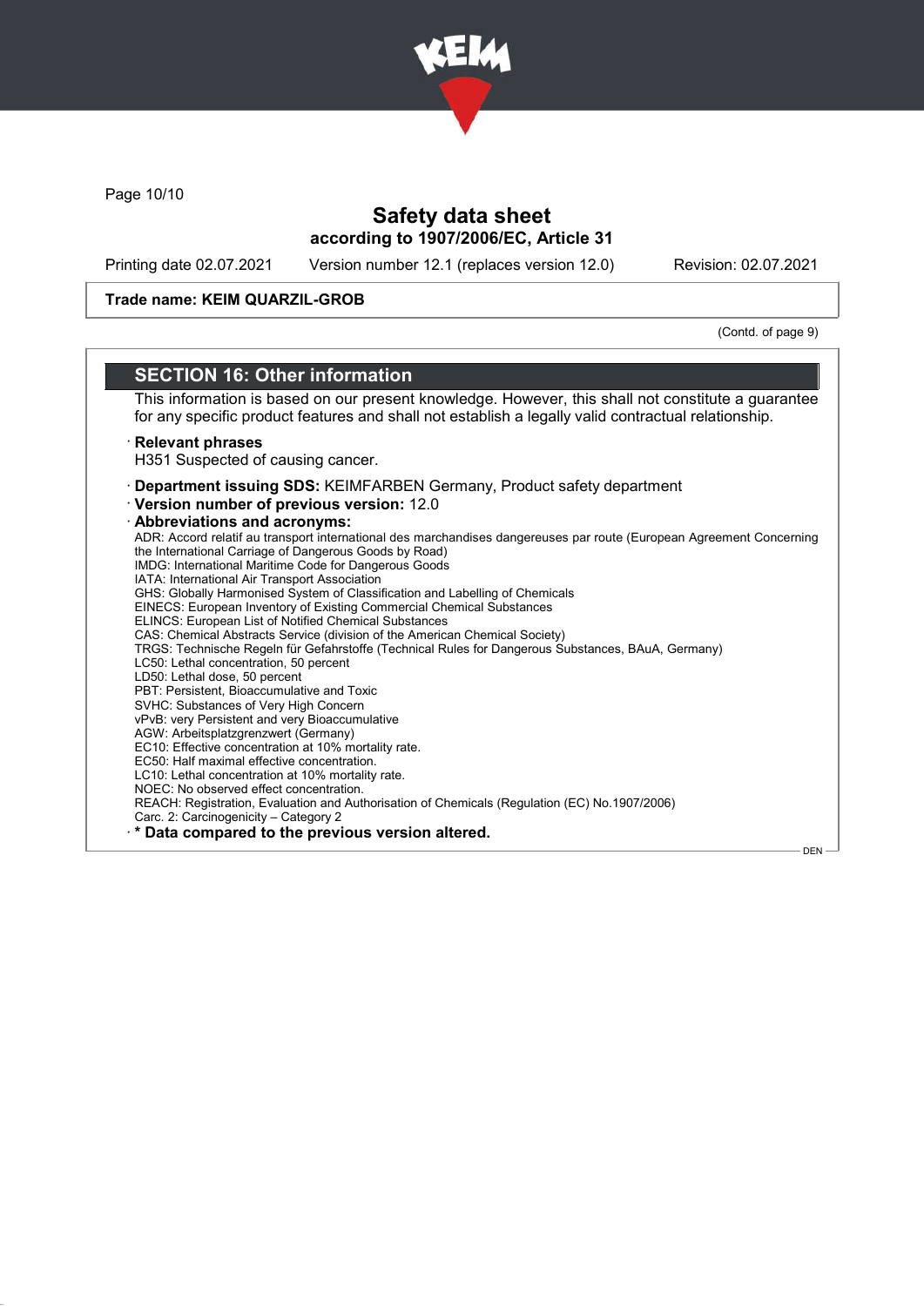Trade name: KEIM QUARZIL-GROB

(Contd. of page 9)

## SECTION 16: Other information

This information is based on our present knowledge. However, this shall not constitute a guarantee for any specific product features and shall not establish a legally valid contractual relationship.

· **Relevant phrases**
H351 Suspected of causing cancer.

· **Department issuing SDS:** KEIMFARBEN Germany, Product safety department
· **Version number of previous version:** 12.0
· **Abbreviations and acronyms:**
ADR: Accord relatif au transport international des marchandises dangereuses par route (European Agreement Concerning the International Carriage of Dangerous Goods by Road)
IMDG: International Maritime Code for Dangerous Goods
IATA: International Air Transport Association
GHS: Globally Harmonised System of Classification and Labelling of Chemicals
EINECS: European Inventory of Existing Commercial Chemical Substances
ELINCS: European List of Notified Chemical Substances
CAS: Chemical Abstracts Service (division of the American Chemical Society)
TRGS: Technische Regeln für Gefahrstoffe (Technical Rules for Dangerous Substances, BAuA, Germany)
LC50: Lethal concentration, 50 percent
LD50: Lethal dose, 50 percent
PBT: Persistent, Bioaccumulative and Toxic
SVHC: Substances of Very High Concern
vPvB: very Persistent and very Bioaccumulative
AGW: Arbeitsplatzgrenzwert (Germany)
EC10: Effective concentration at 10% mortality rate.
EC50: Half maximal effective concentration.
LC10: Lethal concentration at 10% mortality rate.
NOEC: No observed effect concentration.
REACH: Registration, Evaluation and Authorisation of Chemicals (Regulation (EC) No.1907/2006)
Carc. 2: Carcinogenicity – Category 2
· **\* Data compared to the previous version altered.**